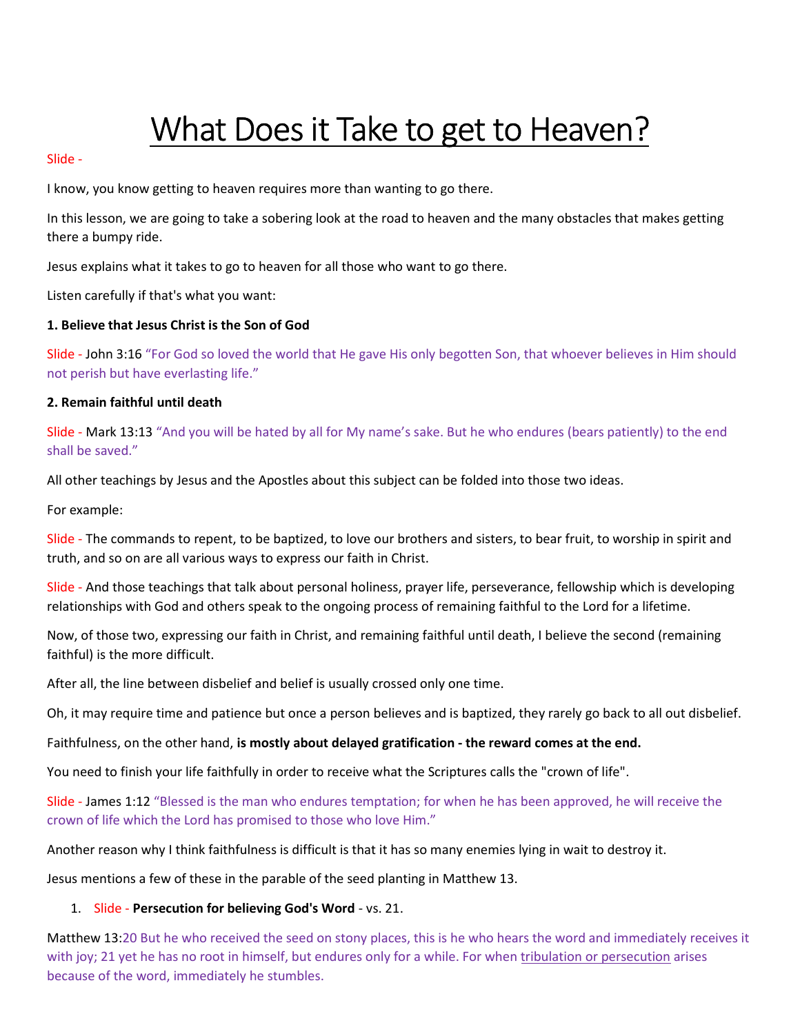# What Does it Take to get to Heaven?

Slide -

I know, you know getting to heaven requires more than wanting to go there.

In this lesson, we are going to take a sobering look at the road to heaven and the many obstacles that makes getting there a bumpy ride.

Jesus explains what it takes to go to heaven for all those who want to go there.

Listen carefully if that's what you want:

**1. Believe that Jesus Christ is the Son of God**

Slide - John 3:16 "For God so loved the world that He gave His only begotten Son, that whoever believes in Him should not perish but have everlasting life."

**2. Remain faithful until death**

Slide - Mark 13:13 "And you will be hated by all for My name's sake. But he who endures (bears patiently) to the end shall be saved."

All other teachings by Jesus and the Apostles about this subject can be folded into those two ideas.

For example:

Slide - The commands to repent, to be baptized, to love our brothers and sisters, to bear fruit, to worship in spirit and truth, and so on are all various ways to express our faith in Christ.

Slide - And those teachings that talk about personal holiness, prayer life, perseverance, fellowship which is developing relationships with God and others speak to the ongoing process of remaining faithful to the Lord for a lifetime.

Now, of those two, expressing our faith in Christ, and remaining faithful until death, I believe the second (remaining faithful) is the more difficult.

After all, the line between disbelief and belief is usually crossed only one time.

Oh, it may require time and patience but once a person believes and is baptized, they rarely go back to all out disbelief.

Faithfulness, on the other hand, **is mostly about delayed gratification - the reward comes at the end.**

You need to finish your life faithfully in order to receive what the Scriptures calls the "crown of life".

Slide - James 1:12 "Blessed is the man who endures temptation; for when he has been approved, he will receive the crown of life which the Lord has promised to those who love Him."

Another reason why I think faithfulness is difficult is that it has so many enemies lying in wait to destroy it.

Jesus mentions a few of these in the parable of the seed planting in Matthew 13.

1. Slide - **Persecution for believing God's Word** - vs. 21.

Matthew 13:20 But he who received the seed on stony places, this is he who hears the word and immediately receives it with joy; 21 yet he has no root in himself, but endures only for a while. For when <u>tribulation or persecution</u> arises because of the word, immediately he stumbles.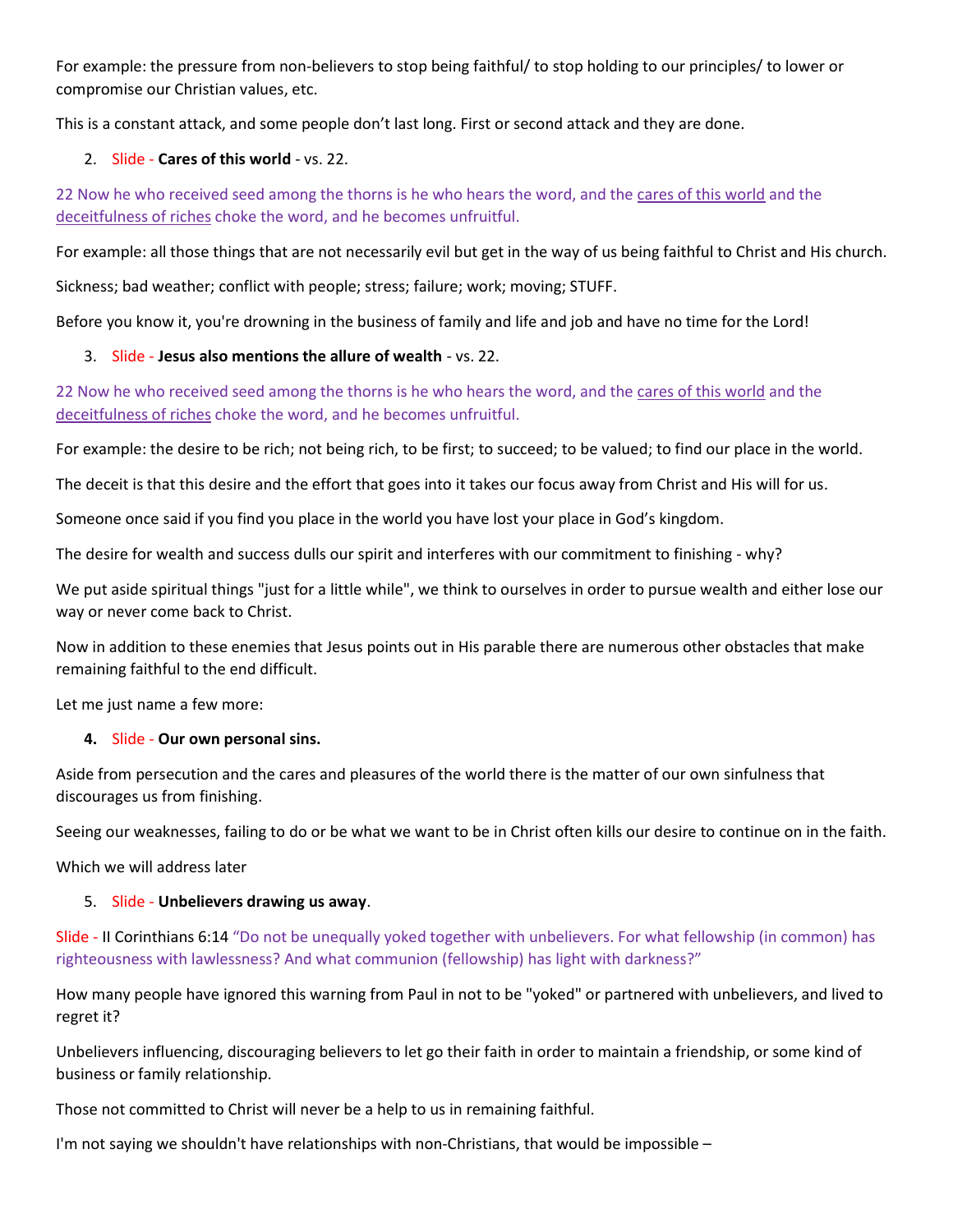For example: the pressure from non-believers to stop being faithful/ to stop holding to our principles/ to lower or compromise our Christian values, etc.

This is a constant attack, and some people don't last long. First or second attack and they are done.

2. Slide - **Cares of this world** - vs. 22.

22 Now he who received seed among the thorns is he who hears the word, and the cares of this world and the deceitfulness of riches choke the word, and he becomes unfruitful.

For example: all those things that are not necessarily evil but get in the way of us being faithful to Christ and His church.

Sickness; bad weather; conflict with people; stress; failure; work; moving; STUFF.

Before you know it, you're drowning in the business of family and life and job and have no time for the Lord!

3. Slide - **Jesus also mentions the allure of wealth** - vs. 22.

22 Now he who received seed among the thorns is he who hears the word, and the cares of this world and the deceitfulness of riches choke the word, and he becomes unfruitful.

For example: the desire to be rich; not being rich, to be first; to succeed; to be valued; to find our place in the world.

The deceit is that this desire and the effort that goes into it takes our focus away from Christ and His will for us.

Someone once said if you find you place in the world you have lost your place in God's kingdom.

The desire for wealth and success dulls our spirit and interferes with our commitment to finishing - why?

We put aside spiritual things "just for a little while", we think to ourselves in order to pursue wealth and either lose our way or never come back to Christ.

Now in addition to these enemies that Jesus points out in His parable there are numerous other obstacles that make remaining faithful to the end difficult.

Let me just name a few more:

4. Slide - **Our own personal sins.**

Aside from persecution and the cares and pleasures of the world there is the matter of our own sinfulness that discourages us from finishing.

Seeing our weaknesses, failing to do or be what we want to be in Christ often kills our desire to continue on in the faith.

Which we will address later

5. Slide - **Unbelievers drawing us away**.

Slide - II Corinthians 6:14 "Do not be unequally yoked together with unbelievers. For what fellowship (in common) has righteousness with lawlessness? And what communion (fellowship) has light with darkness?"

How many people have ignored this warning from Paul in not to be "yoked" or partnered with unbelievers, and lived to regret it?

Unbelievers influencing, discouraging believers to let go their faith in order to maintain a friendship, or some kind of business or family relationship.

Those not committed to Christ will never be a help to us in remaining faithful.

I'm not saying we shouldn't have relationships with non-Christians, that would be impossible –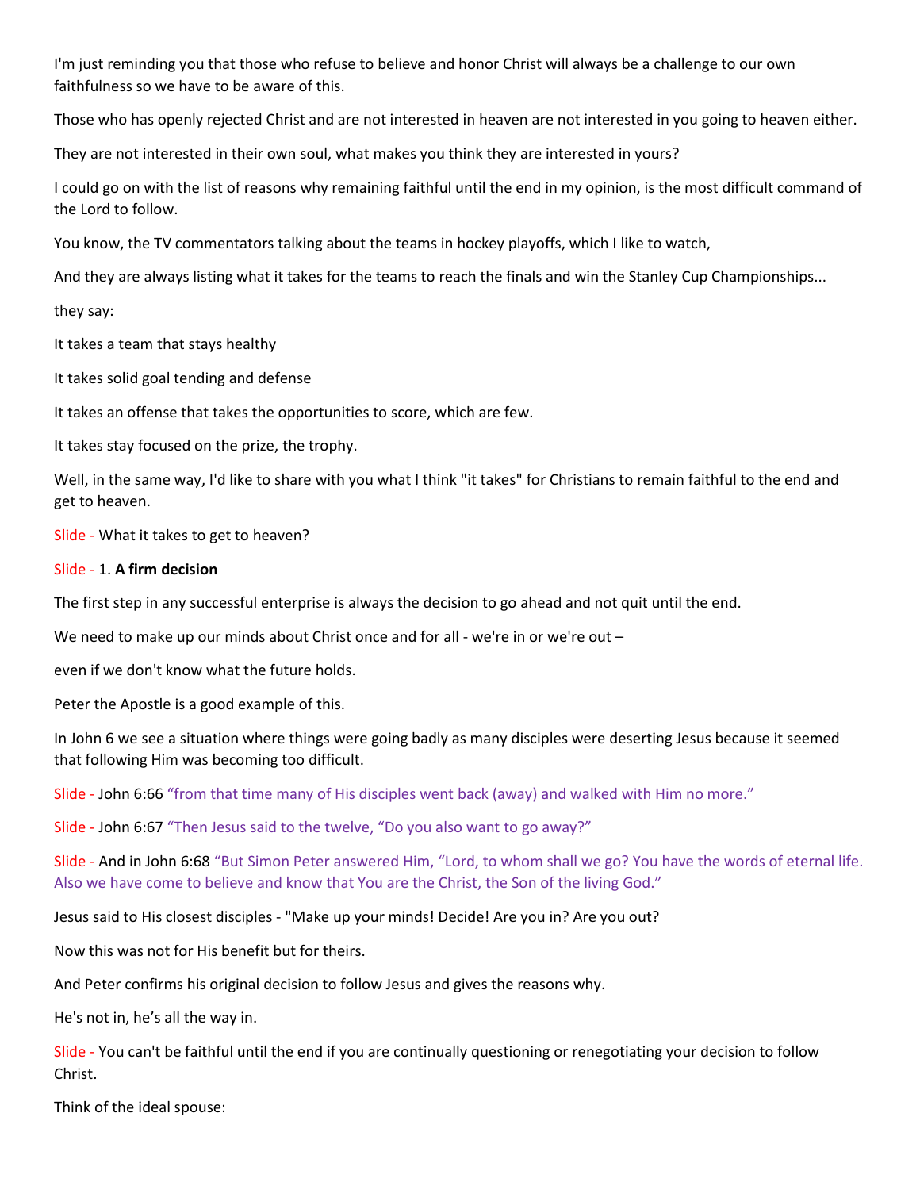I'm just reminding you that those who refuse to believe and honor Christ will always be a challenge to our own faithfulness so we have to be aware of this.

Those who has openly rejected Christ and are not interested in heaven are not interested in you going to heaven either.

They are not interested in their own soul, what makes you think they are interested in yours?

I could go on with the list of reasons why remaining faithful until the end in my opinion, is the most difficult command of the Lord to follow.

You know, the TV commentators talking about the teams in hockey playoffs, which I like to watch,

And they are always listing what it takes for the teams to reach the finals and win the Stanley Cup Championships...

they say:

It takes a team that stays healthy

It takes solid goal tending and defense

It takes an offense that takes the opportunities to score, which are few.

It takes stay focused on the prize, the trophy.

Well, in the same way, I'd like to share with you what I think "it takes" for Christians to remain faithful to the end and get to heaven.

Slide - What it takes to get to heaven?

Slide - 1. **A firm decision**

The first step in any successful enterprise is always the decision to go ahead and not quit until the end.

We need to make up our minds about Christ once and for all - we're in or we're out –

even if we don't know what the future holds.

Peter the Apostle is a good example of this.

In John 6 we see a situation where things were going badly as many disciples were deserting Jesus because it seemed that following Him was becoming too difficult.

Slide - John 6:66 “from that time many of His disciples went back (away) and walked with Him no more.”

Slide - John 6:67 “Then Jesus said to the twelve, “Do you also want to go away?”

Slide - And in John 6:68 “But Simon Peter answered Him, “Lord, to whom shall we go? You have the words of eternal life. Also we have come to believe and know that You are the Christ, the Son of the living God.”

Jesus said to His closest disciples - "Make up your minds! Decide! Are you in? Are you out?

Now this was not for His benefit but for theirs.

And Peter confirms his original decision to follow Jesus and gives the reasons why.

He's not in, he’s all the way in.

Slide - You can't be faithful until the end if you are continually questioning or renegotiating your decision to follow Christ.

Think of the ideal spouse: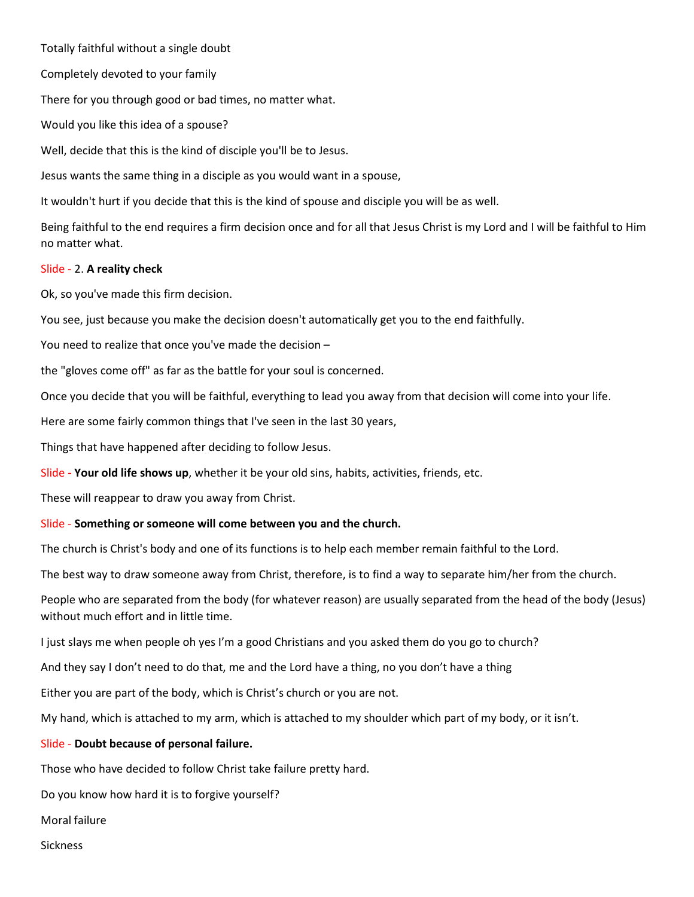Totally faithful without a single doubt

Completely devoted to your family

There for you through good or bad times, no matter what.

Would you like this idea of a spouse?

Well, decide that this is the kind of disciple you'll be to Jesus.

Jesus wants the same thing in a disciple as you would want in a spouse,

It wouldn't hurt if you decide that this is the kind of spouse and disciple you will be as well.

Being faithful to the end requires a firm decision once and for all that Jesus Christ is my Lord and I will be faithful to Him no matter what.

Slide - 2. **A reality check**

Ok, so you've made this firm decision.

You see, just because you make the decision doesn't automatically get you to the end faithfully.

You need to realize that once you've made the decision –

the "gloves come off" as far as the battle for your soul is concerned.

Once you decide that you will be faithful, everything to lead you away from that decision will come into your life.

Here are some fairly common things that I've seen in the last 30 years,

Things that have happened after deciding to follow Jesus.

Slide **- Your old life shows up**, whether it be your old sins, habits, activities, friends, etc.

These will reappear to draw you away from Christ.

Slide - **Something or someone will come between you and the church.**

The church is Christ's body and one of its functions is to help each member remain faithful to the Lord.

The best way to draw someone away from Christ, therefore, is to find a way to separate him/her from the church.

People who are separated from the body (for whatever reason) are usually separated from the head of the body (Jesus) without much effort and in little time.

I just slays me when people oh yes I'm a good Christians and you asked them do you go to church?

And they say I don't need to do that, me and the Lord have a thing, no you don't have a thing

Either you are part of the body, which is Christ's church or you are not.

My hand, which is attached to my arm, which is attached to my shoulder which part of my body, or it isn't.

Slide - **Doubt because of personal failure.**

Those who have decided to follow Christ take failure pretty hard.

Do you know how hard it is to forgive yourself?

Moral failure

Sickness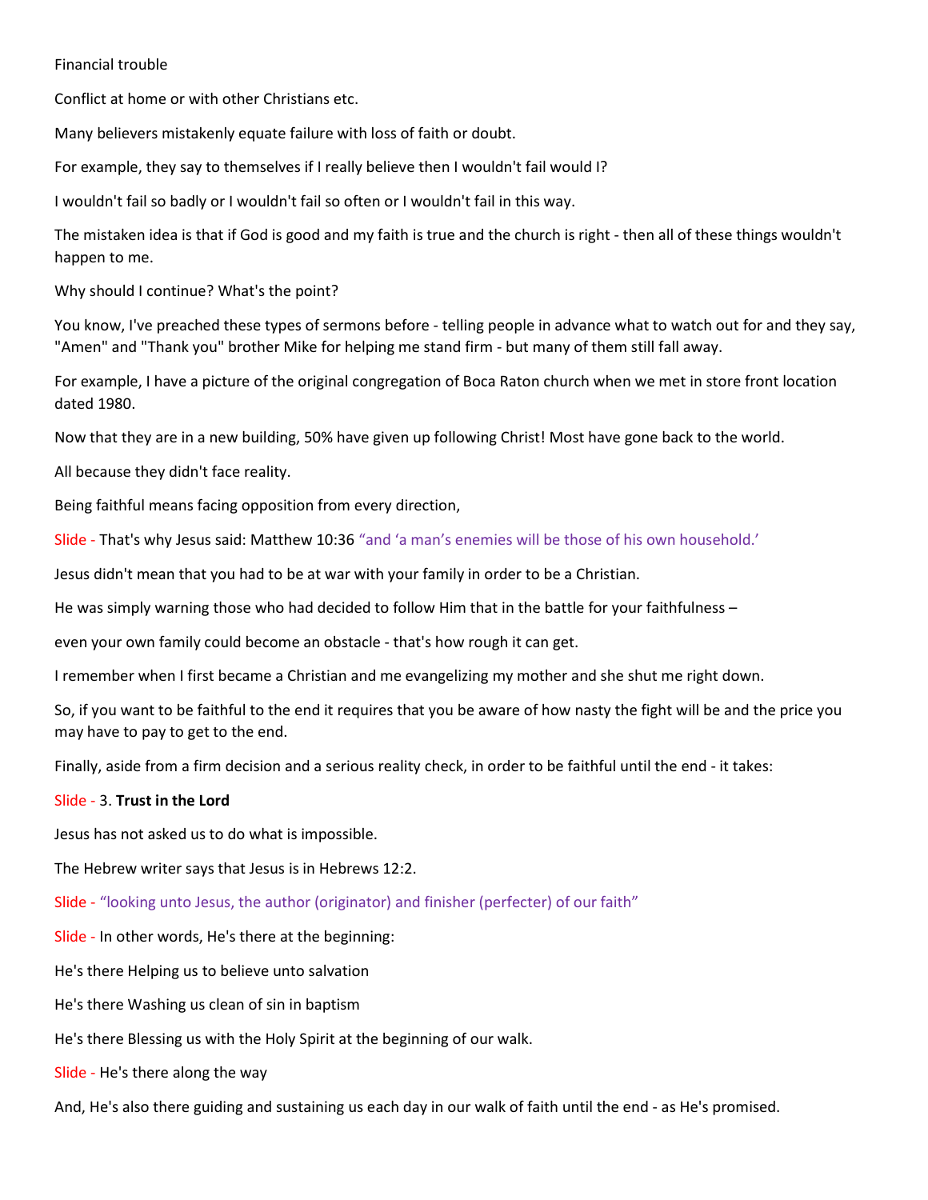Financial trouble

Conflict at home or with other Christians etc.

Many believers mistakenly equate failure with loss of faith or doubt.

For example, they say to themselves if I really believe then I wouldn't fail would I?

I wouldn't fail so badly or I wouldn't fail so often or I wouldn't fail in this way.

The mistaken idea is that if God is good and my faith is true and the church is right - then all of these things wouldn't happen to me.

Why should I continue? What's the point?

You know, I've preached these types of sermons before - telling people in advance what to watch out for and they say, "Amen" and "Thank you" brother Mike for helping me stand firm - but many of them still fall away.

For example, I have a picture of the original congregation of Boca Raton church when we met in store front location dated 1980.

Now that they are in a new building, 50% have given up following Christ! Most have gone back to the world.

All because they didn't face reality.

Being faithful means facing opposition from every direction,

Slide - That's why Jesus said: Matthew 10:36 "and 'a man's enemies will be those of his own household.'

Jesus didn't mean that you had to be at war with your family in order to be a Christian.

He was simply warning those who had decided to follow Him that in the battle for your faithfulness –

even your own family could become an obstacle - that's how rough it can get.

I remember when I first became a Christian and me evangelizing my mother and she shut me right down.

So, if you want to be faithful to the end it requires that you be aware of how nasty the fight will be and the price you may have to pay to get to the end.

Finally, aside from a firm decision and a serious reality check, in order to be faithful until the end - it takes:

Slide - 3. **Trust in the Lord**

Jesus has not asked us to do what is impossible.

The Hebrew writer says that Jesus is in Hebrews 12:2.

Slide - "looking unto Jesus, the author (originator) and finisher (perfecter) of our faith"

Slide - In other words, He's there at the beginning:

He's there Helping us to believe unto salvation

He's there Washing us clean of sin in baptism

He's there Blessing us with the Holy Spirit at the beginning of our walk.

Slide - He's there along the way

And, He's also there guiding and sustaining us each day in our walk of faith until the end - as He's promised.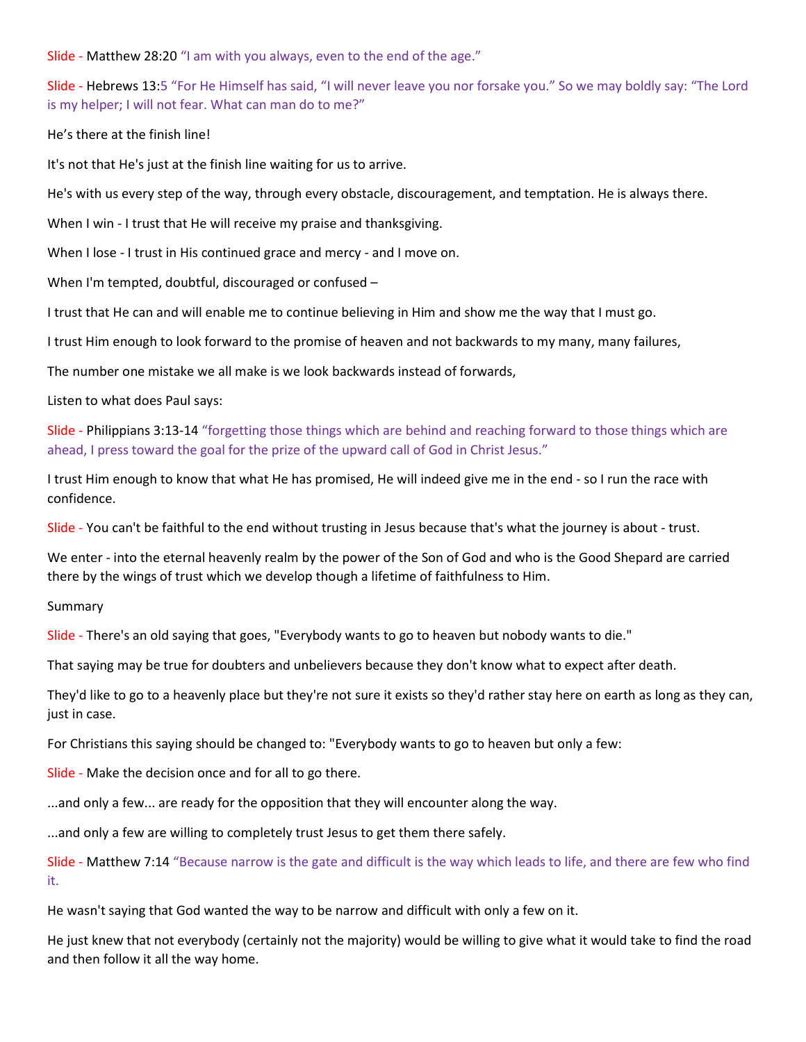Slide - Matthew 28:20 “I am with you always, even to the end of the age.”

Slide - Hebrews 13:5 “For He Himself has said, “I will never leave you nor forsake you.” So we may boldly say: “The Lord is my helper; I will not fear. What can man do to me?”

He’s there at the finish line!

It's not that He's just at the finish line waiting for us to arrive.

He's with us every step of the way, through every obstacle, discouragement, and temptation. He is always there.

When I win - I trust that He will receive my praise and thanksgiving.

When I lose - I trust in His continued grace and mercy - and I move on.

When I'm tempted, doubtful, discouraged or confused –

I trust that He can and will enable me to continue believing in Him and show me the way that I must go.

I trust Him enough to look forward to the promise of heaven and not backwards to my many, many failures,

The number one mistake we all make is we look backwards instead of forwards,

Listen to what does Paul says:

Slide - Philippians 3:13-14 “forgetting those things which are behind and reaching forward to those things which are ahead, I press toward the goal for the prize of the upward call of God in Christ Jesus.”

I trust Him enough to know that what He has promised, He will indeed give me in the end - so I run the race with confidence.

Slide - You can't be faithful to the end without trusting in Jesus because that's what the journey is about - trust.

We enter - into the eternal heavenly realm by the power of the Son of God and who is the Good Shepard are carried there by the wings of trust which we develop though a lifetime of faithfulness to Him.

Summary

Slide - There's an old saying that goes, "Everybody wants to go to heaven but nobody wants to die."

That saying may be true for doubters and unbelievers because they don't know what to expect after death.

They'd like to go to a heavenly place but they're not sure it exists so they'd rather stay here on earth as long as they can, just in case.

For Christians this saying should be changed to: "Everybody wants to go to heaven but only a few:

Slide - Make the decision once and for all to go there.

...and only a few... are ready for the opposition that they will encounter along the way.

...and only a few are willing to completely trust Jesus to get them there safely.

Slide - Matthew 7:14 “Because narrow is the gate and difficult is the way which leads to life, and there are few who find it.

He wasn't saying that God wanted the way to be narrow and difficult with only a few on it.

He just knew that not everybody (certainly not the majority) would be willing to give what it would take to find the road and then follow it all the way home.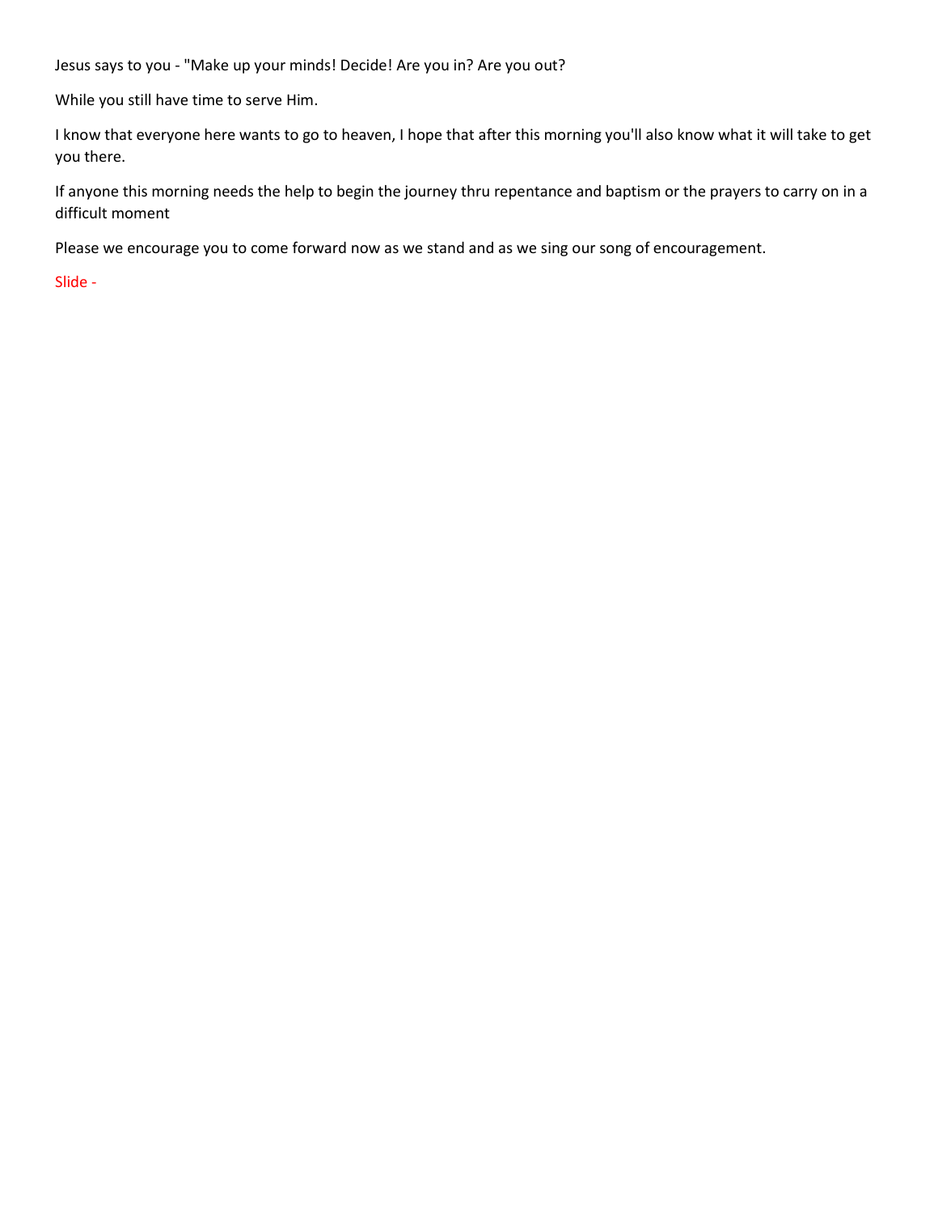Jesus says to you - "Make up your minds! Decide! Are you in? Are you out?

While you still have time to serve Him.

I know that everyone here wants to go to heaven, I hope that after this morning you'll also know what it will take to get you there.

If anyone this morning needs the help to begin the journey thru repentance and baptism or the prayers to carry on in a difficult moment

Please we encourage you to come forward now as we stand and as we sing our song of encouragement.

Slide -